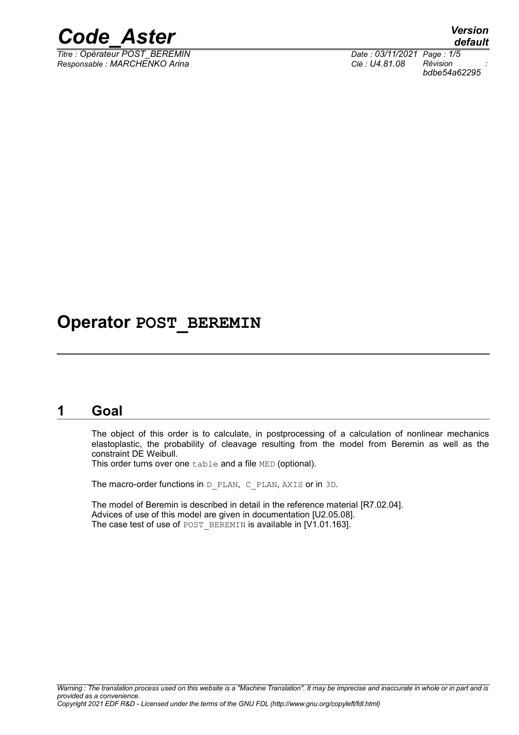# Operator POST_BEREMIN

## 1 Goal

The object of this order is to calculate, in postprocessing of a calculation of nonlinear mechanics elastoplastic, the probability of cleavage resulting from the model from Beremin as well as the constraint DE Weibull.
This order turns over one table and a file MED (optional).

The macro-order functions in D_PLAN, C_PLAN, AXIS or in 3D.

The model of Beremin is described in detail in the reference material [R7.02.04].
Advices of use of this model are given in documentation [U2.05.08].
The case test of use of POST_BEREMIN is available in [V1.01.163].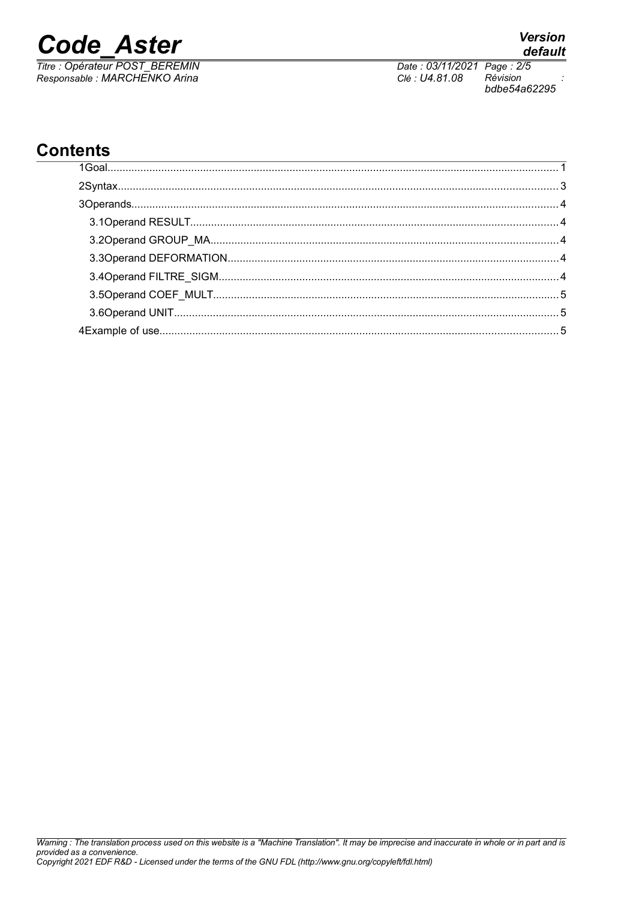# Contents

1Goal.......................................................................................................................................... 1

2Syntax........................................................................................................................................ 3

3Operands.................................................................................................................................... 4

3.1Operand RESULT.................................................................................................................. 4

3.2Operand GROUP_MA............................................................................................................ 4

3.3Operand DEFORMATION...................................................................................................... 4

3.4Operand FILTRE_SIGM......................................................................................................... 4

3.5Operand COEF_MULT........................................................................................................... 5

3.6Operand UNIT........................................................................................................................ 5

4Example of use........................................................................................................................... 5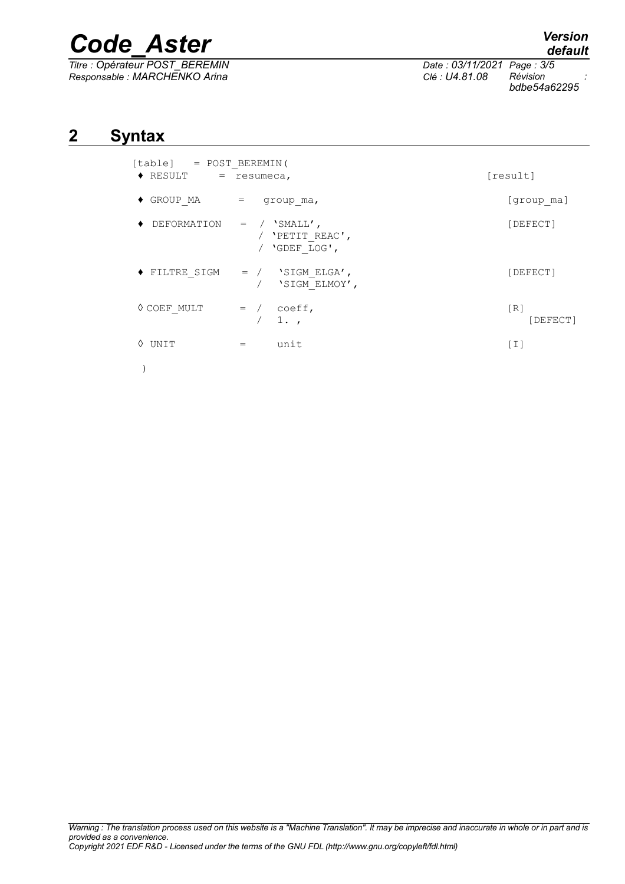## 2 Syntax

```
[table]  = POST_BEREMIN(
 ♦ RESULT      = resumeca,                          [result]

 ♦ GROUP_MA      =   group_ma,                      [group_ma]

 ♦ DEFORMATION   = / 'SMALL',                       [DEFECT]
                   / 'PETIT_REAC',
                   / 'GDEF_LOG',

 ♦ FILTRE_SIGM   = /  'SIGM_ELGA',                  [DEFECT]
                   /  'SIGM_ELMOY',

 ◊ COEF_MULT     = /  coeff,                        [R]
                   /  1. ,                              [DEFECT]

 ◊ UNIT          =    unit                          [I]

  )
```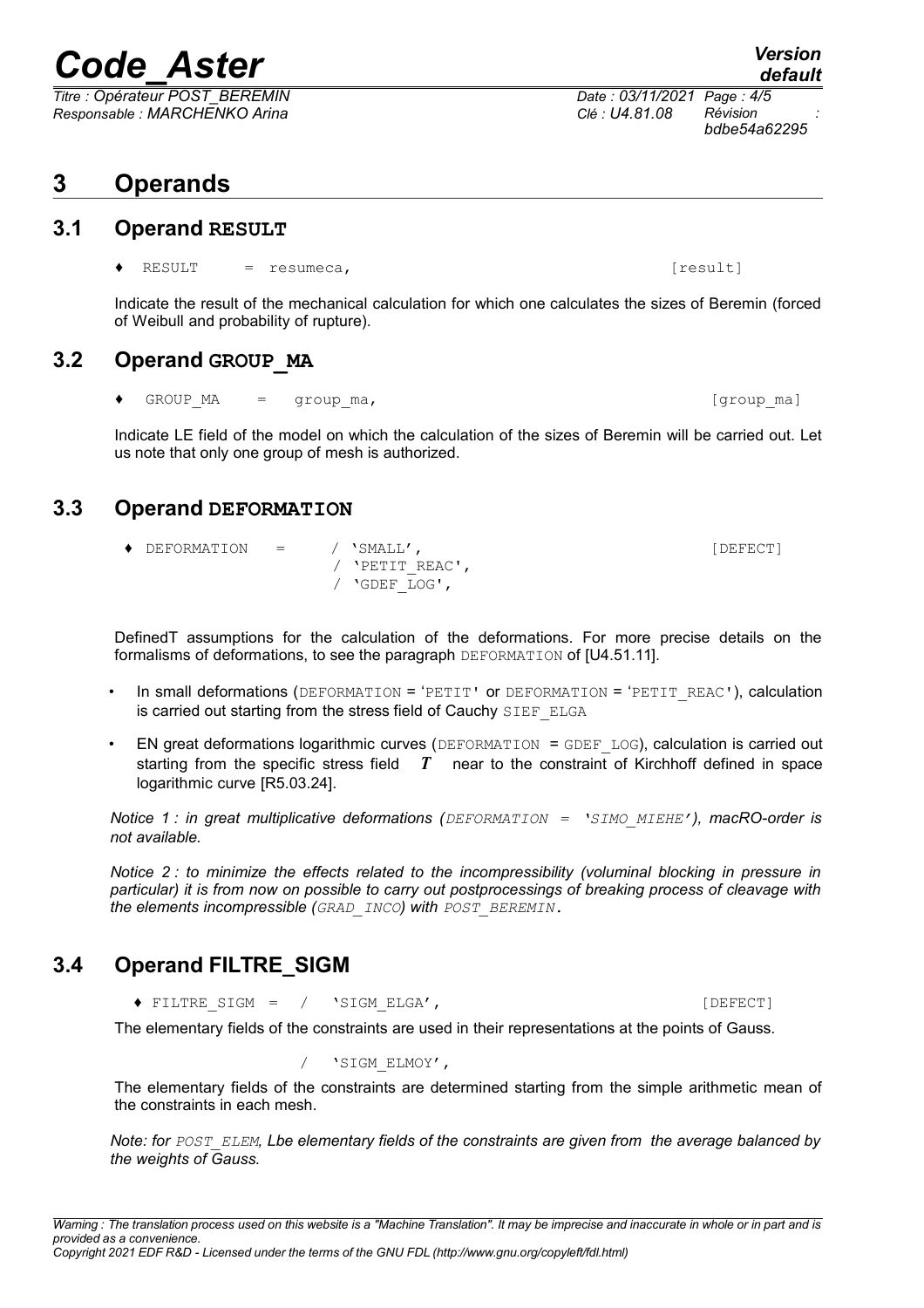# 3 Operands

## 3.1 Operand RESULT

```
♦ RESULT     = resumeca,                                    [result]
```

Indicate the result of the mechanical calculation for which one calculates the sizes of Beremin (forced of Weibull and probability of rupture).

## 3.2 Operand GROUP_MA

```
♦ GROUP_MA    =   group_ma,                                    [group_ma]
```

Indicate LE field of the model on which the calculation of the sizes of Beremin will be carried out. Let us note that only one group of mesh is authorized.

## 3.3 Operand DEFORMATION

```
♦ DEFORMATION   =      / 'SMALL',                               [DEFECT]
                       / 'PETIT_REAC',
                       / 'GDEF_LOG',
```

DefinedT assumptions for the calculation of the deformations. For more precise details on the formalisms of deformations, to see the paragraph DEFORMATION of [U4.51.11].

- In small deformations (DEFORMATION = 'PETIT' or DEFORMATION = 'PETIT_REAC'), calculation is carried out starting from the stress field of Cauchy SIEF_ELGA
- EN great deformations logarithmic curves (DEFORMATION = GDEF_LOG), calculation is carried out starting from the specific stress field $T$ near to the constraint of Kirchhoff defined in space logarithmic curve [R5.03.24].

*Notice 1 : in great multiplicative deformations (DEFORMATION = 'SIMO_MIEHE'), macRO-order is not available.*

*Notice 2 : to minimize the effects related to the incompressibility (voluminal blocking in pressure in particular) it is from now on possible to carry out postprocessings of breaking process of cleavage with the elements incompressible (GRAD_INCO) with POST_BEREMIN.*

## 3.4 Operand FILTRE_SIGM

```
♦ FILTRE_SIGM =  /   'SIGM_ELGA',                               [DEFECT]
```

The elementary fields of the constraints are used in their representations at the points of Gauss.

```
                 /   'SIGM_ELMOY',
```

The elementary fields of the constraints are determined starting from the simple arithmetic mean of the constraints in each mesh.

*Note: for POST_ELEM, Lbe elementary fields of the constraints are given from the average balanced by the weights of Gauss.*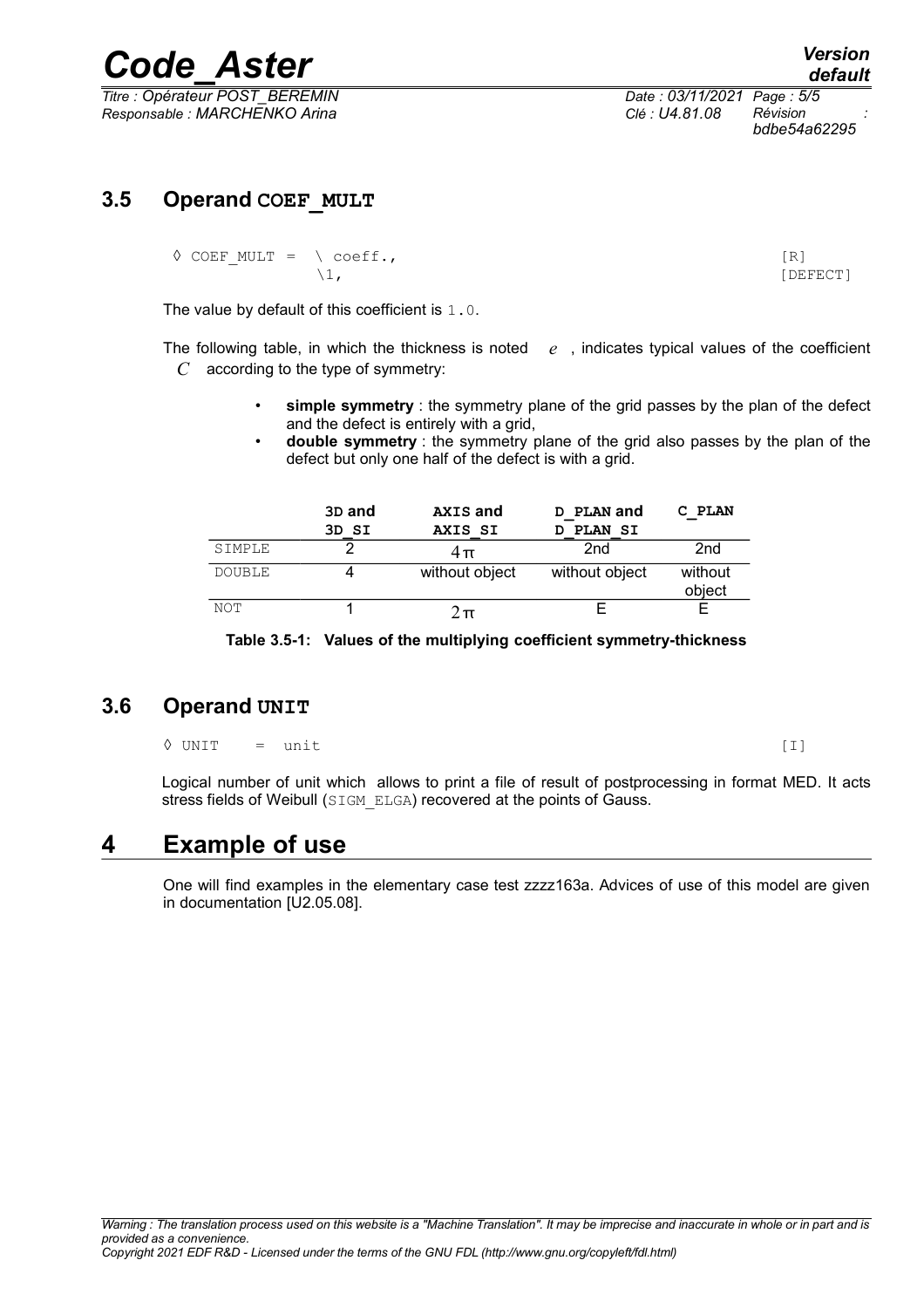## 3.5 Operand COEF_MULT

```
◊ COEF_MULT =  \ coeff.,                                    [R]
               \1,                                          [DEFECT]
```

The value by default of this coefficient is 1.0.

The following table, in which the thickness is noted $e$, indicates typical values of the coefficient $C$ according to the type of symmetry:

- **simple symmetry** : the symmetry plane of the grid passes by the plan of the defect and the defect is entirely with a grid,
- **double symmetry** : the symmetry plane of the grid also passes by the plan of the defect but only one half of the defect is with a grid.

| | **3D and 3D_SI** | **AXIS and AXIS_SI** | **D_PLAN and D_PLAN_SI** | **C_PLAN** |
|---|---|---|---|---|
| SIMPLE | 2 | $4\pi$ | 2nd | 2nd |
| DOUBLE | 4 | without object | without object | without object |
| NOT | 1 | $2\pi$ | E | E |

**Table 3.5-1: Values of the multiplying coefficient symmetry-thickness**

## 3.6 Operand UNIT

```
◊ UNIT    =  unit                                           [I]
```

Logical number of unit which allows to print a file of result of postprocessing in format MED. It acts stress fields of Weibull (SIGM_ELGA) recovered at the points of Gauss.

# 4 Example of use

One will find examples in the elementary case test zzzz163a. Advices of use of this model are given in documentation [U2.05.08].